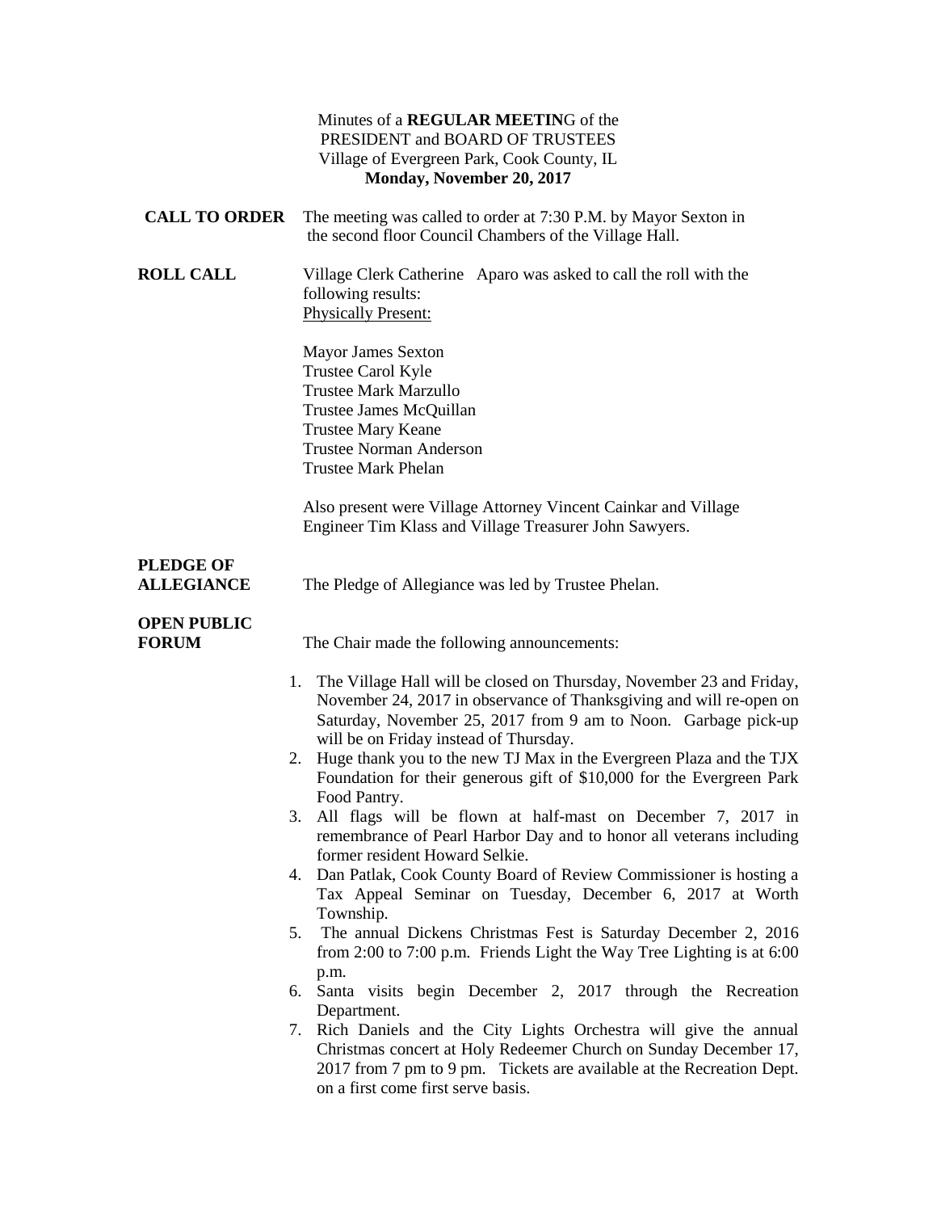Minutes of a **REGULAR MEETIN**G of the
PRESIDENT and BOARD OF TRUSTEES
Village of Evergreen Park, Cook County, IL
**Monday, November 20, 2017**

**CALL TO ORDER** The meeting was called to order at 7:30 P.M. by Mayor Sexton in the second floor Council Chambers of the Village Hall.

**ROLL CALL** Village Clerk Catherine Aparo was asked to call the roll with the following results:
Physically Present:

Mayor James Sexton
Trustee Carol Kyle
Trustee Mark Marzullo
Trustee James McQuillan
Trustee Mary Keane
Trustee Norman Anderson
Trustee Mark Phelan

Also present were Village Attorney Vincent Cainkar and Village Engineer Tim Klass and Village Treasurer John Sawyers.

**PLEDGE OF ALLEGIANCE** The Pledge of Allegiance was led by Trustee Phelan.

**OPEN PUBLIC FORUM** The Chair made the following announcements:

1. The Village Hall will be closed on Thursday, November 23 and Friday, November 24, 2017 in observance of Thanksgiving and will re-open on Saturday, November 25, 2017 from 9 am to Noon. Garbage pick-up will be on Friday instead of Thursday.
2. Huge thank you to the new TJ Max in the Evergreen Plaza and the TJX Foundation for their generous gift of $10,000 for the Evergreen Park Food Pantry.
3. All flags will be flown at half-mast on December 7, 2017 in remembrance of Pearl Harbor Day and to honor all veterans including former resident Howard Selkie.
4. Dan Patlak, Cook County Board of Review Commissioner is hosting a Tax Appeal Seminar on Tuesday, December 6, 2017 at Worth Township.
5. The annual Dickens Christmas Fest is Saturday December 2, 2016 from 2:00 to 7:00 p.m. Friends Light the Way Tree Lighting is at 6:00 p.m.
6. Santa visits begin December 2, 2017 through the Recreation Department.
7. Rich Daniels and the City Lights Orchestra will give the annual Christmas concert at Holy Redeemer Church on Sunday December 17, 2017 from 7 pm to 9 pm. Tickets are available at the Recreation Dept. on a first come first serve basis.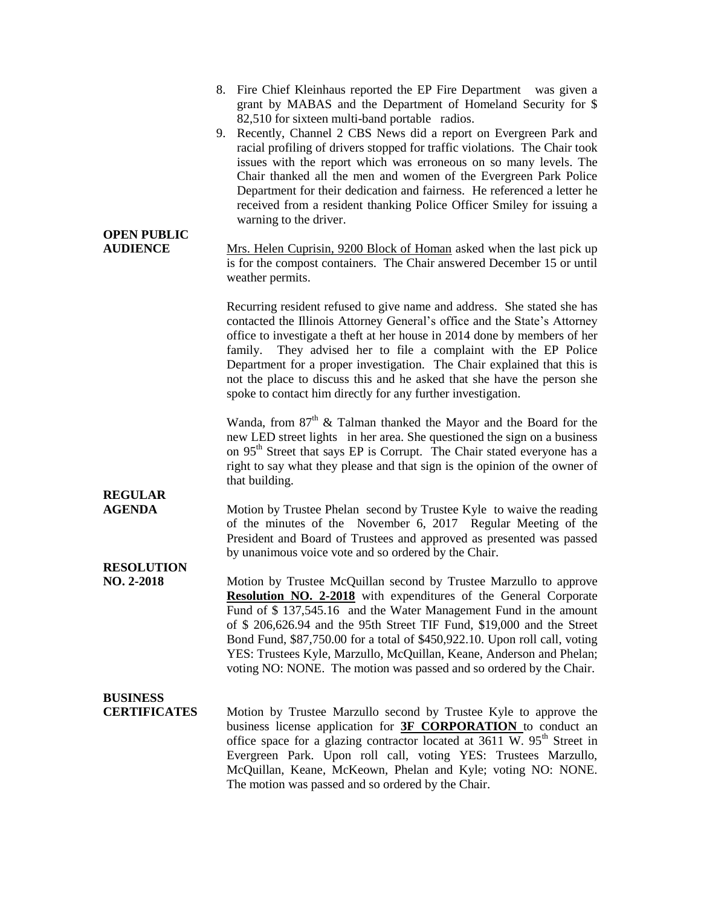8. Fire Chief Kleinhaus reported the EP Fire Department was given a grant by MABAS and the Department of Homeland Security for $ 82,510 for sixteen multi-band portable radios.
9. Recently, Channel 2 CBS News did a report on Evergreen Park and racial profiling of drivers stopped for traffic violations. The Chair took issues with the report which was erroneous on so many levels. The Chair thanked all the men and women of the Evergreen Park Police Department for their dedication and fairness. He referenced a letter he received from a resident thanking Police Officer Smiley for issuing a warning to the driver.

**OPEN PUBLIC AUDIENCE**

Mrs. Helen Cuprisin, 9200 Block of Homan asked when the last pick up is for the compost containers. The Chair answered December 15 or until weather permits.

Recurring resident refused to give name and address. She stated she has contacted the Illinois Attorney General's office and the State's Attorney office to investigate a theft at her house in 2014 done by members of her family. They advised her to file a complaint with the EP Police Department for a proper investigation. The Chair explained that this is not the place to discuss this and he asked that she have the person she spoke to contact him directly for any further investigation.

Wanda, from 87th & Talman thanked the Mayor and the Board for the new LED street lights in her area. She questioned the sign on a business on 95th Street that says EP is Corrupt. The Chair stated everyone has a right to say what they please and that sign is the opinion of the owner of that building.

**REGULAR AGENDA**

Motion by Trustee Phelan second by Trustee Kyle to waive the reading of the minutes of the November 6, 2017 Regular Meeting of the President and Board of Trustees and approved as presented was passed by unanimous voice vote and so ordered by the Chair.

**RESOLUTION NO. 2-2018**

Motion by Trustee McQuillan second by Trustee Marzullo to approve **Resolution NO. 2-2018** with expenditures of the General Corporate Fund of $ 137,545.16 and the Water Management Fund in the amount of $ 206,626.94 and the 95th Street TIF Fund, $19,000 and the Street Bond Fund, $87,750.00 for a total of $450,922.10. Upon roll call, voting YES: Trustees Kyle, Marzullo, McQuillan, Keane, Anderson and Phelan; voting NO: NONE. The motion was passed and so ordered by the Chair.

**BUSINESS CERTIFICATES**

Motion by Trustee Marzullo second by Trustee Kyle to approve the business license application for **3F CORPORATION** to conduct an office space for a glazing contractor located at 3611 W. 95th Street in Evergreen Park. Upon roll call, voting YES: Trustees Marzullo, McQuillan, Keane, McKeown, Phelan and Kyle; voting NO: NONE. The motion was passed and so ordered by the Chair.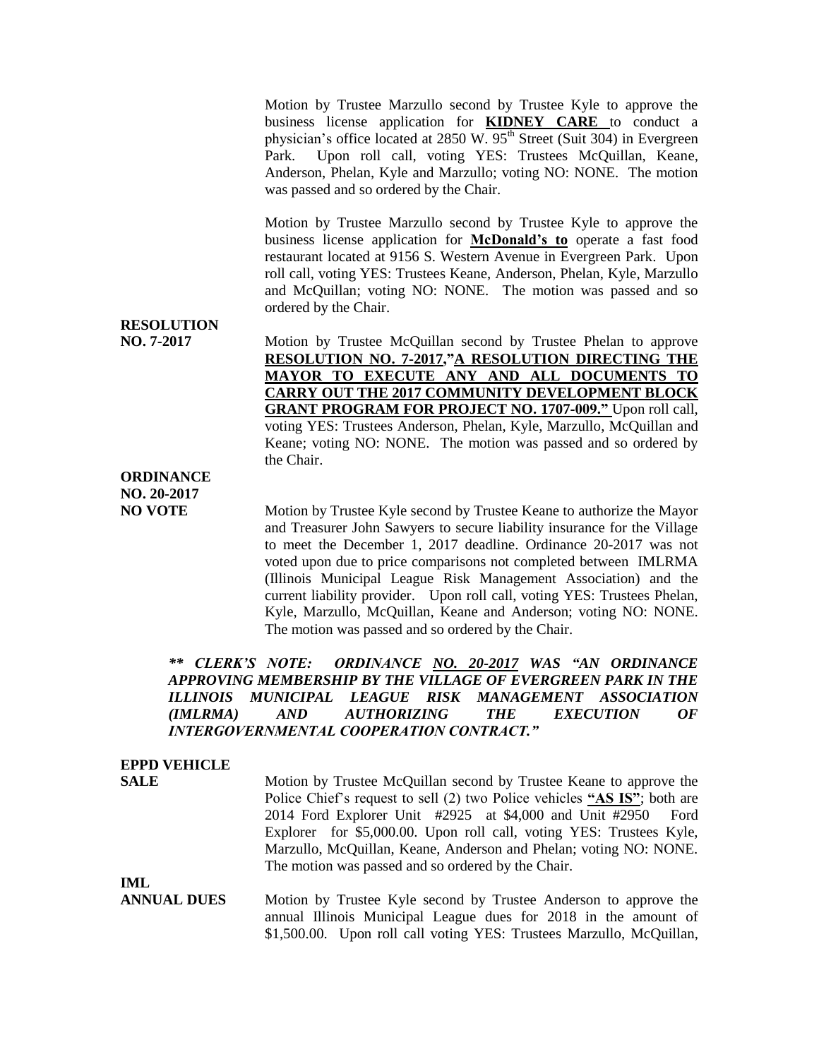Motion by Trustee Marzullo second by Trustee Kyle to approve the business license application for **KIDNEY CARE** to conduct a physician's office located at 2850 W. 95th Street (Suit 304) in Evergreen Park. Upon roll call, voting YES: Trustees McQuillan, Keane, Anderson, Phelan, Kyle and Marzullo; voting NO: NONE. The motion was passed and so ordered by the Chair.

Motion by Trustee Marzullo second by Trustee Kyle to approve the business license application for **McDonald's to** operate a fast food restaurant located at 9156 S. Western Avenue in Evergreen Park. Upon roll call, voting YES: Trustees Keane, Anderson, Phelan, Kyle, Marzullo and McQuillan; voting NO: NONE. The motion was passed and so ordered by the Chair.

**RESOLUTION NO. 7-2017**

Motion by Trustee McQuillan second by Trustee Phelan to approve **RESOLUTION NO. 7-2017,"A RESOLUTION DIRECTING THE MAYOR TO EXECUTE ANY AND ALL DOCUMENTS TO CARRY OUT THE 2017 COMMUNITY DEVELOPMENT BLOCK GRANT PROGRAM FOR PROJECT NO. 1707-009."** Upon roll call, voting YES: Trustees Anderson, Phelan, Kyle, Marzullo, McQuillan and Keane; voting NO: NONE. The motion was passed and so ordered by the Chair.

**ORDINANCE NO. 20-2017 NO VOTE**

Motion by Trustee Kyle second by Trustee Keane to authorize the Mayor and Treasurer John Sawyers to secure liability insurance for the Village to meet the December 1, 2017 deadline. Ordinance 20-2017 was not voted upon due to price comparisons not completed between IMLRMA (Illinois Municipal League Risk Management Association) and the current liability provider. Upon roll call, voting YES: Trustees Phelan, Kyle, Marzullo, McQuillan, Keane and Anderson; voting NO: NONE. The motion was passed and so ordered by the Chair.

***\*\* CLERK'S NOTE: ORDINANCE NO. 20-2017 WAS "AN ORDINANCE APPROVING MEMBERSHIP BY THE VILLAGE OF EVERGREEN PARK IN THE ILLINOIS MUNICIPAL LEAGUE RISK MANAGEMENT ASSOCIATION (IMLRMA) AND AUTHORIZING THE EXECUTION OF INTERGOVERNMENTAL COOPERATION CONTRACT."***

**EPPD VEHICLE SALE**

Motion by Trustee McQuillan second by Trustee Keane to approve the Police Chief's request to sell (2) two Police vehicles **"AS IS"**; both are 2014 Ford Explorer Unit #2925 at $4,000 and Unit #2950 Ford Explorer for $5,000.00. Upon roll call, voting YES: Trustees Kyle, Marzullo, McQuillan, Keane, Anderson and Phelan; voting NO: NONE. The motion was passed and so ordered by the Chair.

**IML ANNUAL DUES**

Motion by Trustee Kyle second by Trustee Anderson to approve the annual Illinois Municipal League dues for 2018 in the amount of $1,500.00. Upon roll call voting YES: Trustees Marzullo, McQuillan,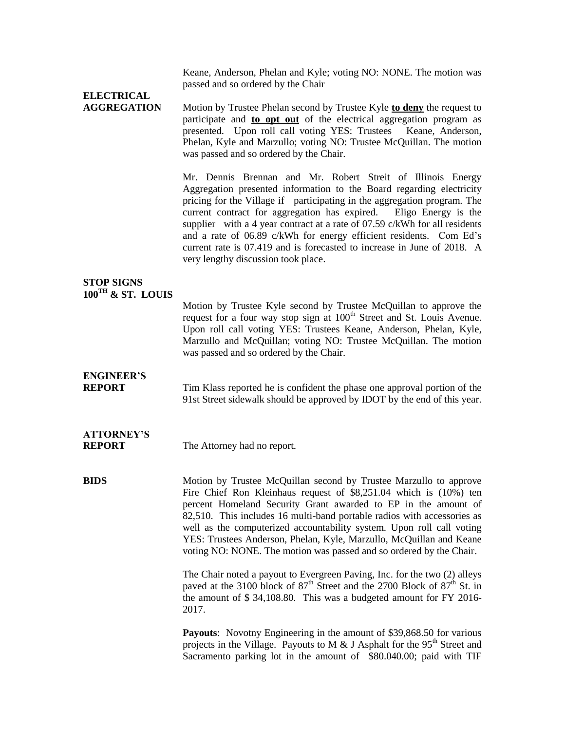Keane, Anderson, Phelan and Kyle; voting NO: NONE. The motion was passed and so ordered by the Chair

**ELECTRICAL AGGREGATION**

Motion by Trustee Phelan second by Trustee Kyle **to deny** the request to participate and **to opt out** of the electrical aggregation program as presented. Upon roll call voting YES: Trustees Keane, Anderson, Phelan, Kyle and Marzullo; voting NO: Trustee McQuillan. The motion was passed and so ordered by the Chair.

Mr. Dennis Brennan and Mr. Robert Streit of Illinois Energy Aggregation presented information to the Board regarding electricity pricing for the Village if participating in the aggregation program. The current contract for aggregation has expired. Eligo Energy is the supplier with a 4 year contract at a rate of 07.59 c/kWh for all residents and a rate of 06.89 c/kWh for energy efficient residents. Com Ed's current rate is 07.419 and is forecasted to increase in June of 2018. A very lengthy discussion took place.

**STOP SIGNS 100TH & ST. LOUIS**

Motion by Trustee Kyle second by Trustee McQuillan to approve the request for a four way stop sign at 100th Street and St. Louis Avenue. Upon roll call voting YES: Trustees Keane, Anderson, Phelan, Kyle, Marzullo and McQuillan; voting NO: Trustee McQuillan. The motion was passed and so ordered by the Chair.

**ENGINEER'S REPORT**

Tim Klass reported he is confident the phase one approval portion of the 91st Street sidewalk should be approved by IDOT by the end of this year.

**ATTORNEY'S REPORT**

The Attorney had no report.

**BIDS**

Motion by Trustee McQuillan second by Trustee Marzullo to approve Fire Chief Ron Kleinhaus request of $8,251.04 which is (10%) ten percent Homeland Security Grant awarded to EP in the amount of 82,510. This includes 16 multi-band portable radios with accessories as well as the computerized accountability system. Upon roll call voting YES: Trustees Anderson, Phelan, Kyle, Marzullo, McQuillan and Keane voting NO: NONE. The motion was passed and so ordered by the Chair.

The Chair noted a payout to Evergreen Paving, Inc. for the two (2) alleys paved at the 3100 block of 87th Street and the 2700 Block of 87th St. in the amount of $ 34,108.80. This was a budgeted amount for FY 2016-2017.

**Payouts**: Novotny Engineering in the amount of $39,868.50 for various projects in the Village. Payouts to M & J Asphalt for the 95th Street and Sacramento parking lot in the amount of $80.040.00; paid with TIF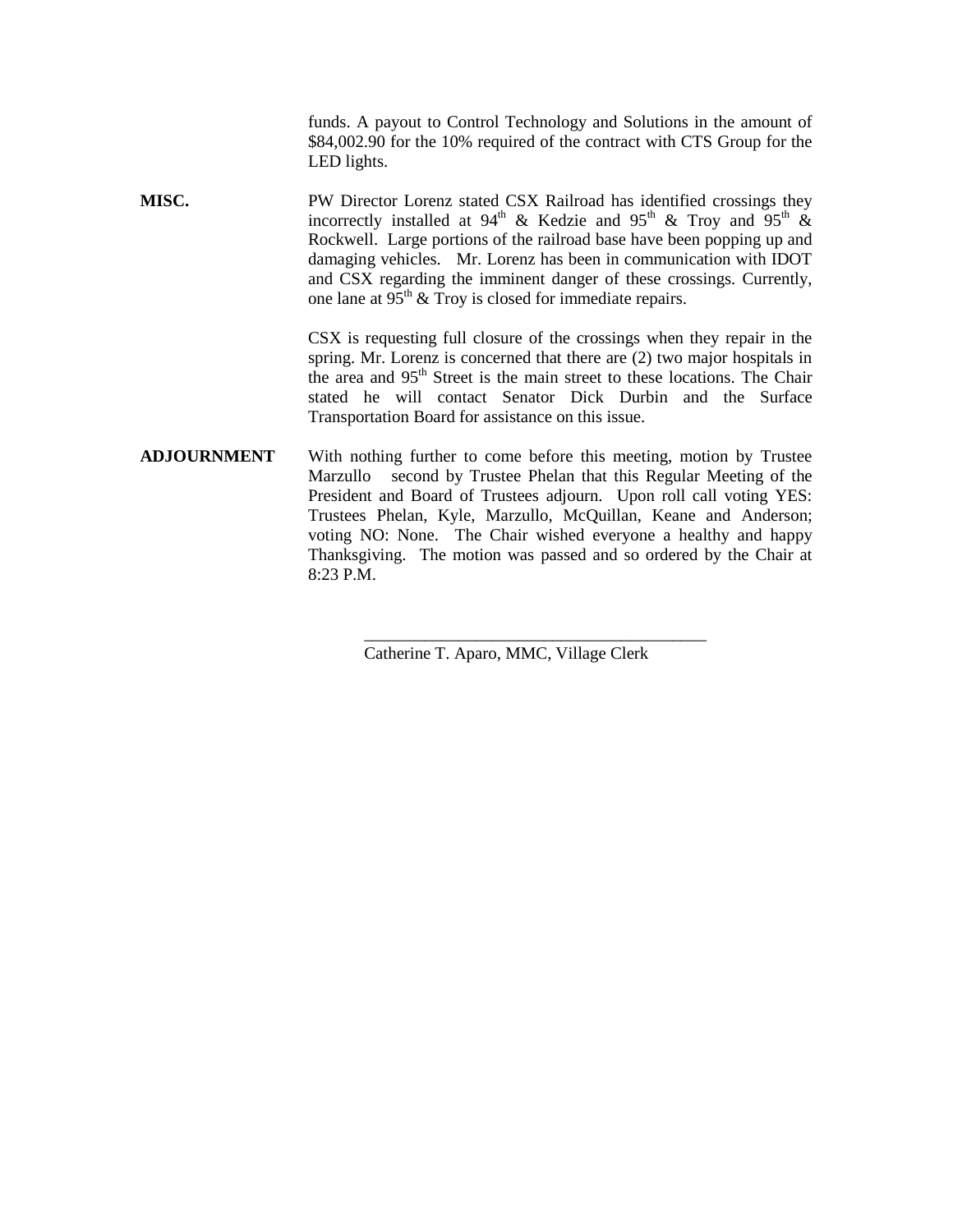funds. A payout to Control Technology and Solutions in the amount of $84,002.90 for the 10% required of the contract with CTS Group for the LED lights.

**MISC.**

PW Director Lorenz stated CSX Railroad has identified crossings they incorrectly installed at 94th & Kedzie and 95th & Troy and 95th & Rockwell. Large portions of the railroad base have been popping up and damaging vehicles. Mr. Lorenz has been in communication with IDOT and CSX regarding the imminent danger of these crossings. Currently, one lane at 95th & Troy is closed for immediate repairs.

CSX is requesting full closure of the crossings when they repair in the spring. Mr. Lorenz is concerned that there are (2) two major hospitals in the area and 95th Street is the main street to these locations. The Chair stated he will contact Senator Dick Durbin and the Surface Transportation Board for assistance on this issue.

**ADJOURNMENT**

With nothing further to come before this meeting, motion by Trustee Marzullo second by Trustee Phelan that this Regular Meeting of the President and Board of Trustees adjourn. Upon roll call voting YES: Trustees Phelan, Kyle, Marzullo, McQuillan, Keane and Anderson; voting NO: None. The Chair wished everyone a healthy and happy Thanksgiving. The motion was passed and so ordered by the Chair at 8:23 P.M.

\_\_\_\_\_\_\_\_\_\_\_\_\_\_\_\_\_\_\_\_\_\_\_\_\_\_\_\_\_\_\_\_\_\_\_\_\_\_\_\_

Catherine T. Aparo, MMC, Village Clerk